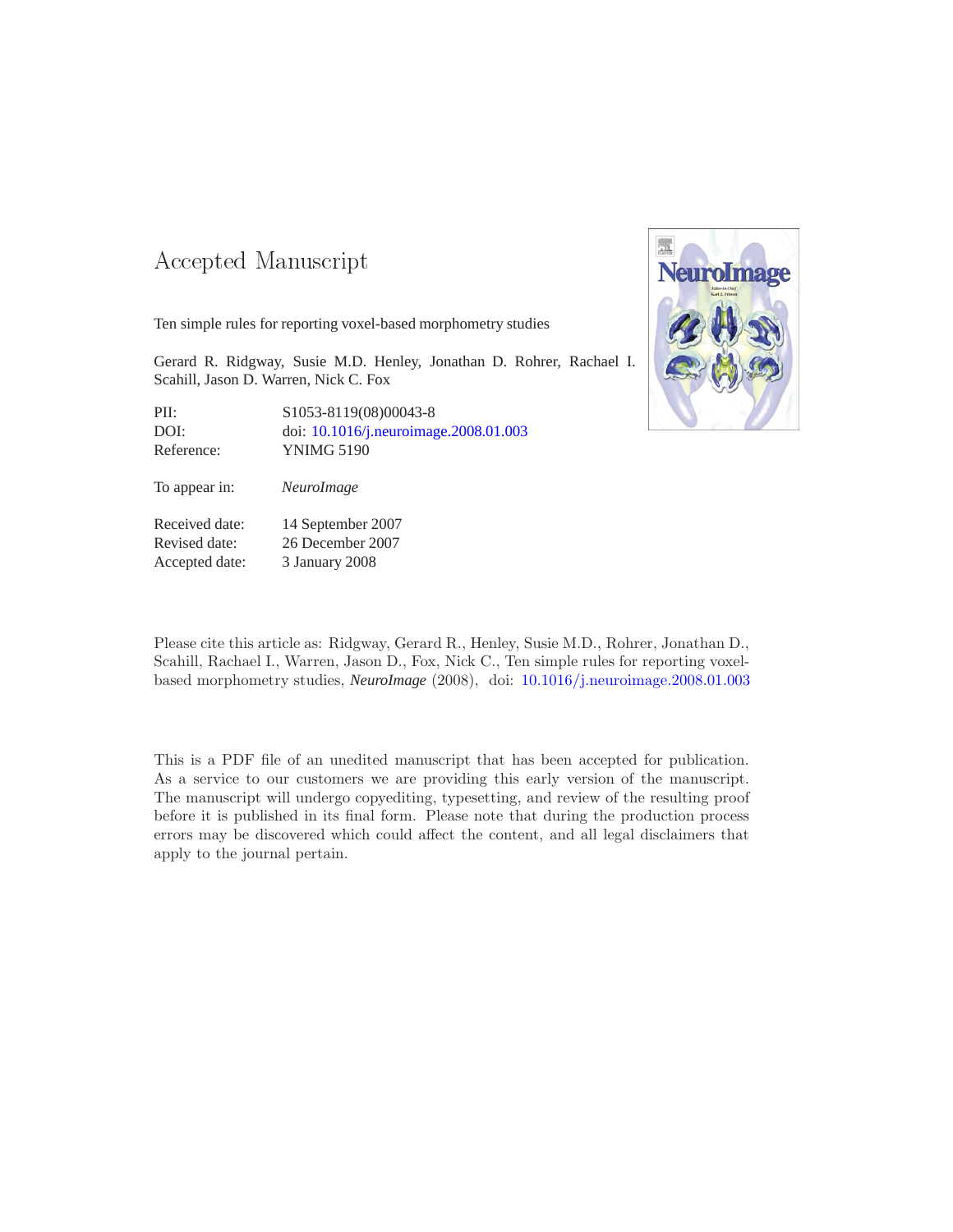# Accepted Manuscript

Ten simple rules for reporting voxel-based morphometry studies

Gerard R. Ridgway, Susie M.D. Henley, Jonathan D. Rohrer, Rachael I. Scahill, Jason D. Warren, Nick C. Fox

| | |
|---|---|
| PII: | S1053-8119(08)00043-8 |
| DOI: | doi: 10.1016/j.neuroimage.2008.01.003 |
| Reference: | YNIMG 5190 |

| | |
|---|---|
| To appear in: | *NeuroImage* |

| | |
|---|---|
| Received date: | 14 September 2007 |
| Revised date: | 26 December 2007 |
| Accepted date: | 3 January 2008 |

Please cite this article as: Ridgway, Gerard R., Henley, Susie M.D., Rohrer, Jonathan D., Scahill, Rachael I., Warren, Jason D., Fox, Nick C., Ten simple rules for reporting voxel-based morphometry studies, *NeuroImage* (2008), doi: 10.1016/j.neuroimage.2008.01.003

This is a PDF file of an unedited manuscript that has been accepted for publication. As a service to our customers we are providing this early version of the manuscript. The manuscript will undergo copyediting, typesetting, and review of the resulting proof before it is published in its final form. Please note that during the production process errors may be discovered which could affect the content, and all legal disclaimers that apply to the journal pertain.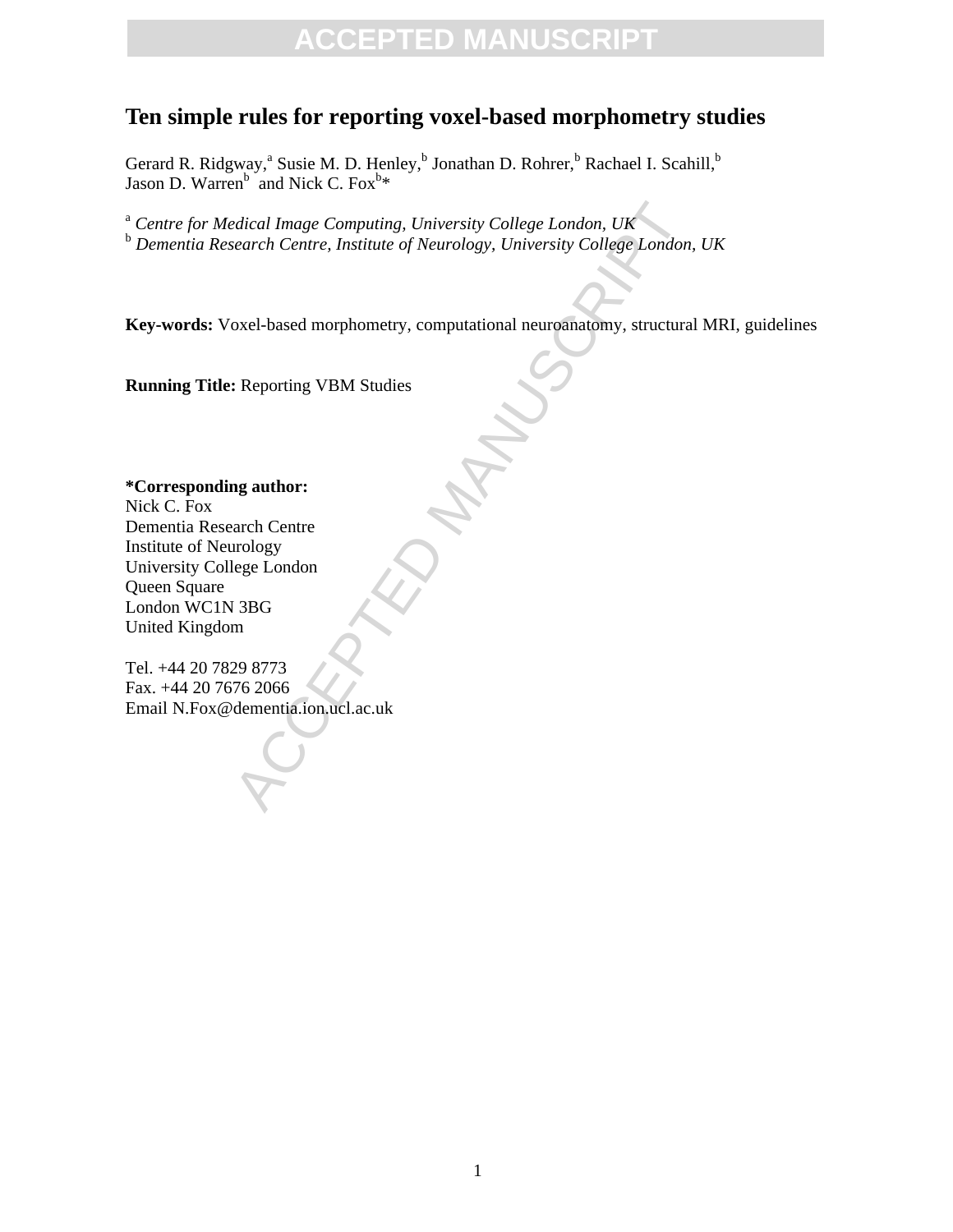# Ten simple rules for reporting voxel-based morphometry studies

Gerard R. Ridgway,[a] Susie M. D. Henley,[b] Jonathan D. Rohrer,[b] Rachael I. Scahill,[b] Jason D. Warren[b] and Nick C. Fox[b]*

[a] *Centre for Medical Image Computing, University College London, UK*
[b] *Dementia Research Centre, Institute of Neurology, University College London, UK*

**Key-words:** Voxel-based morphometry, computational neuroanatomy, structural MRI, guidelines

**Running Title:** Reporting VBM Studies

**\*Corresponding author:**
Nick C. Fox
Dementia Research Centre
Institute of Neurology
University College London
Queen Square
London WC1N 3BG
United Kingdom

Tel. +44 20 7829 8773
Fax. +44 20 7676 2066
Email N.Fox@dementia.ion.ucl.ac.uk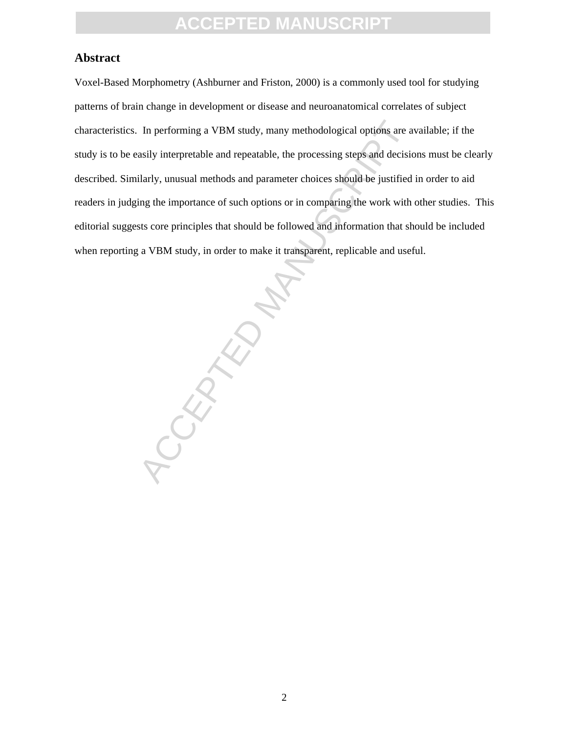## Abstract

Voxel-Based Morphometry (Ashburner and Friston, 2000) is a commonly used tool for studying patterns of brain change in development or disease and neuroanatomical correlates of subject characteristics. In performing a VBM study, many methodological options are available; if the study is to be easily interpretable and repeatable, the processing steps and decisions must be clearly described. Similarly, unusual methods and parameter choices should be justified in order to aid readers in judging the importance of such options or in comparing the work with other studies. This editorial suggests core principles that should be followed and information that should be included when reporting a VBM study, in order to make it transparent, replicable and useful.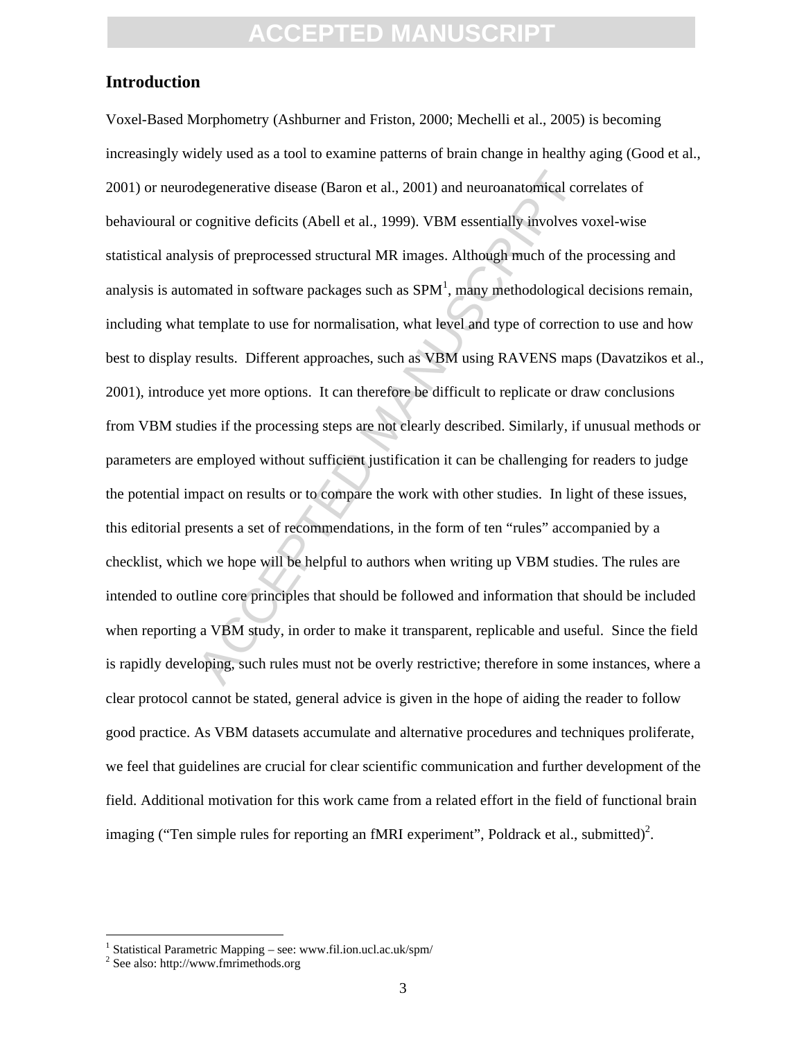## Introduction

Voxel-Based Morphometry (Ashburner and Friston, 2000; Mechelli et al., 2005) is becoming increasingly widely used as a tool to examine patterns of brain change in healthy aging (Good et al., 2001) or neurodegenerative disease (Baron et al., 2001) and neuroanatomical correlates of behavioural or cognitive deficits (Abell et al., 1999). VBM essentially involves voxel-wise statistical analysis of preprocessed structural MR images. Although much of the processing and analysis is automated in software packages such as SPM[1], many methodological decisions remain, including what template to use for normalisation, what level and type of correction to use and how best to display results. Different approaches, such as VBM using RAVENS maps (Davatzikos et al., 2001), introduce yet more options. It can therefore be difficult to replicate or draw conclusions from VBM studies if the processing steps are not clearly described. Similarly, if unusual methods or parameters are employed without sufficient justification it can be challenging for readers to judge the potential impact on results or to compare the work with other studies. In light of these issues, this editorial presents a set of recommendations, in the form of ten "rules" accompanied by a checklist, which we hope will be helpful to authors when writing up VBM studies. The rules are intended to outline core principles that should be followed and information that should be included when reporting a VBM study, in order to make it transparent, replicable and useful. Since the field is rapidly developing, such rules must not be overly restrictive; therefore in some instances, where a clear protocol cannot be stated, general advice is given in the hope of aiding the reader to follow good practice. As VBM datasets accumulate and alternative procedures and techniques proliferate, we feel that guidelines are crucial for clear scientific communication and further development of the field. Additional motivation for this work came from a related effort in the field of functional brain imaging ("Ten simple rules for reporting an fMRI experiment", Poldrack et al., submitted)[2].

[1] Statistical Parametric Mapping – see: www.fil.ion.ucl.ac.uk/spm/

[2] See also: http://www.fmrimethods.org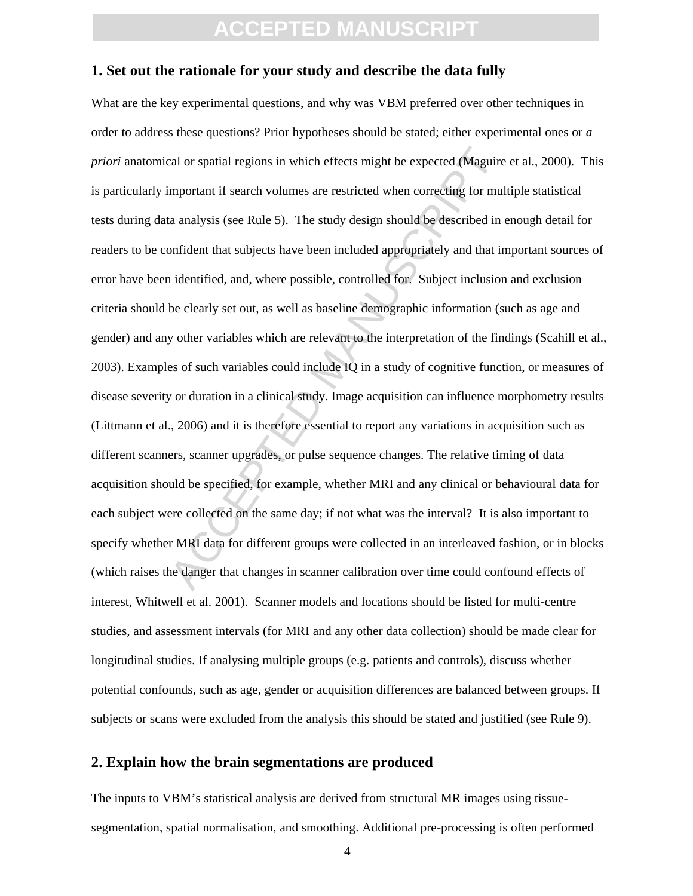## 1. Set out the rationale for your study and describe the data fully

What are the key experimental questions, and why was VBM preferred over other techniques in order to address these questions? Prior hypotheses should be stated; either experimental ones or *a priori* anatomical or spatial regions in which effects might be expected (Maguire et al., 2000). This is particularly important if search volumes are restricted when correcting for multiple statistical tests during data analysis (see Rule 5). The study design should be described in enough detail for readers to be confident that subjects have been included appropriately and that important sources of error have been identified, and, where possible, controlled for. Subject inclusion and exclusion criteria should be clearly set out, as well as baseline demographic information (such as age and gender) and any other variables which are relevant to the interpretation of the findings (Scahill et al., 2003). Examples of such variables could include IQ in a study of cognitive function, or measures of disease severity or duration in a clinical study. Image acquisition can influence morphometry results (Littmann et al., 2006) and it is therefore essential to report any variations in acquisition such as different scanners, scanner upgrades, or pulse sequence changes. The relative timing of data acquisition should be specified, for example, whether MRI and any clinical or behavioural data for each subject were collected on the same day; if not what was the interval? It is also important to specify whether MRI data for different groups were collected in an interleaved fashion, or in blocks (which raises the danger that changes in scanner calibration over time could confound effects of interest, Whitwell et al. 2001). Scanner models and locations should be listed for multi-centre studies, and assessment intervals (for MRI and any other data collection) should be made clear for longitudinal studies. If analysing multiple groups (e.g. patients and controls), discuss whether potential confounds, such as age, gender or acquisition differences are balanced between groups. If subjects or scans were excluded from the analysis this should be stated and justified (see Rule 9).

## 2. Explain how the brain segmentations are produced

The inputs to VBM's statistical analysis are derived from structural MR images using tissue-segmentation, spatial normalisation, and smoothing. Additional pre-processing is often performed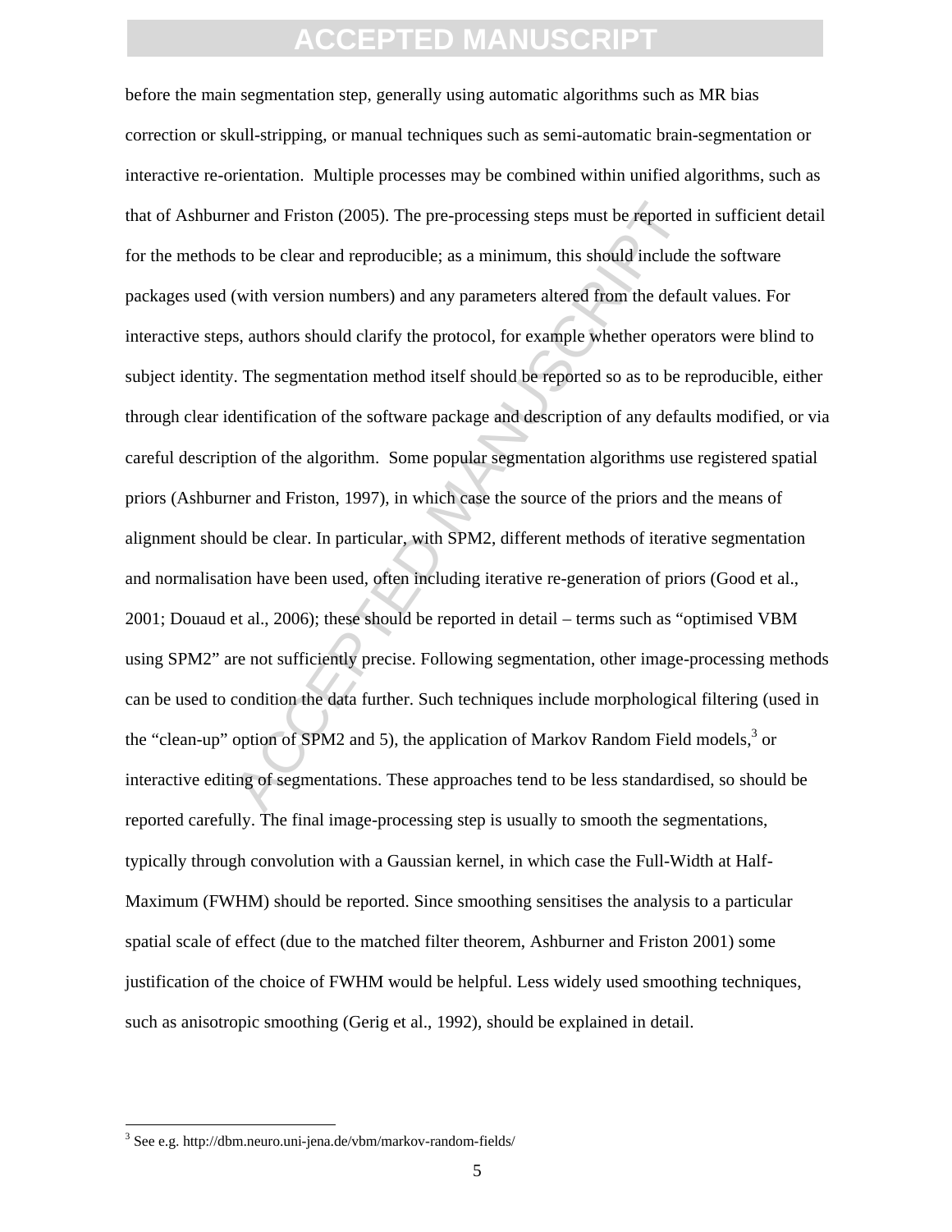before the main segmentation step, generally using automatic algorithms such as MR bias correction or skull-stripping, or manual techniques such as semi-automatic brain-segmentation or interactive re-orientation. Multiple processes may be combined within unified algorithms, such as that of Ashburner and Friston (2005). The pre-processing steps must be reported in sufficient detail for the methods to be clear and reproducible; as a minimum, this should include the software packages used (with version numbers) and any parameters altered from the default values. For interactive steps, authors should clarify the protocol, for example whether operators were blind to subject identity. The segmentation method itself should be reported so as to be reproducible, either through clear identification of the software package and description of any defaults modified, or via careful description of the algorithm. Some popular segmentation algorithms use registered spatial priors (Ashburner and Friston, 1997), in which case the source of the priors and the means of alignment should be clear. In particular, with SPM2, different methods of iterative segmentation and normalisation have been used, often including iterative re-generation of priors (Good et al., 2001; Douaud et al., 2006); these should be reported in detail – terms such as "optimised VBM using SPM2" are not sufficiently precise. Following segmentation, other image-processing methods can be used to condition the data further. Such techniques include morphological filtering (used in the "clean-up" option of SPM2 and 5), the application of Markov Random Field models,[3] or interactive editing of segmentations. These approaches tend to be less standardised, so should be reported carefully. The final image-processing step is usually to smooth the segmentations, typically through convolution with a Gaussian kernel, in which case the Full-Width at Half-Maximum (FWHM) should be reported. Since smoothing sensitises the analysis to a particular spatial scale of effect (due to the matched filter theorem, Ashburner and Friston 2001) some justification of the choice of FWHM would be helpful. Less widely used smoothing techniques, such as anisotropic smoothing (Gerig et al., 1992), should be explained in detail.

[3] See e.g. http://dbm.neuro.uni-jena.de/vbm/markov-random-fields/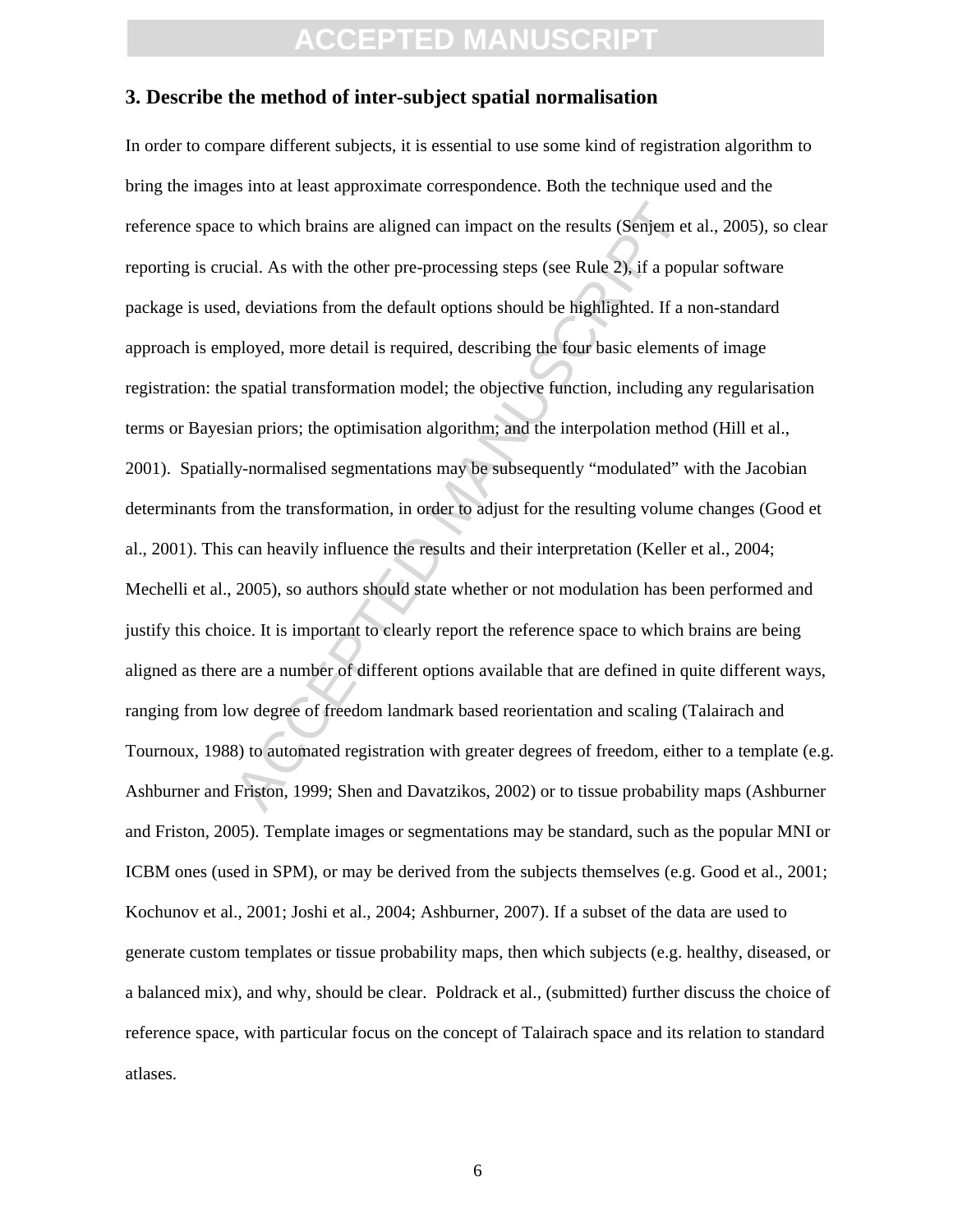### 3. Describe the method of inter-subject spatial normalisation

In order to compare different subjects, it is essential to use some kind of registration algorithm to bring the images into at least approximate correspondence. Both the technique used and the reference space to which brains are aligned can impact on the results (Senjem et al., 2005), so clear reporting is crucial. As with the other pre-processing steps (see Rule 2), if a popular software package is used, deviations from the default options should be highlighted. If a non-standard approach is employed, more detail is required, describing the four basic elements of image registration: the spatial transformation model; the objective function, including any regularisation terms or Bayesian priors; the optimisation algorithm; and the interpolation method (Hill et al., 2001). Spatially-normalised segmentations may be subsequently "modulated" with the Jacobian determinants from the transformation, in order to adjust for the resulting volume changes (Good et al., 2001). This can heavily influence the results and their interpretation (Keller et al., 2004; Mechelli et al., 2005), so authors should state whether or not modulation has been performed and justify this choice. It is important to clearly report the reference space to which brains are being aligned as there are a number of different options available that are defined in quite different ways, ranging from low degree of freedom landmark based reorientation and scaling (Talairach and Tournoux, 1988) to automated registration with greater degrees of freedom, either to a template (e.g. Ashburner and Friston, 1999; Shen and Davatzikos, 2002) or to tissue probability maps (Ashburner and Friston, 2005). Template images or segmentations may be standard, such as the popular MNI or ICBM ones (used in SPM), or may be derived from the subjects themselves (e.g. Good et al., 2001; Kochunov et al., 2001; Joshi et al., 2004; Ashburner, 2007). If a subset of the data are used to generate custom templates or tissue probability maps, then which subjects (e.g. healthy, diseased, or a balanced mix), and why, should be clear. Poldrack et al., (submitted) further discuss the choice of reference space, with particular focus on the concept of Talairach space and its relation to standard atlases.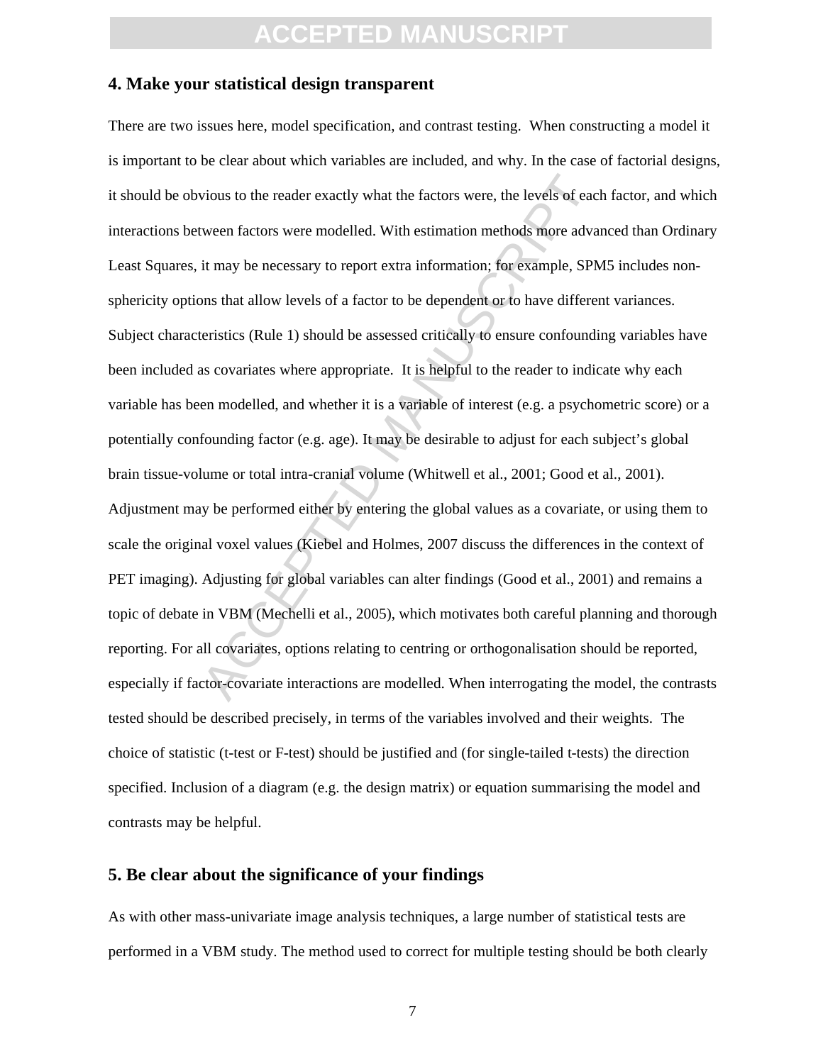## 4. Make your statistical design transparent

There are two issues here, model specification, and contrast testing. When constructing a model it is important to be clear about which variables are included, and why. In the case of factorial designs, it should be obvious to the reader exactly what the factors were, the levels of each factor, and which interactions between factors were modelled. With estimation methods more advanced than Ordinary Least Squares, it may be necessary to report extra information; for example, SPM5 includes non-sphericity options that allow levels of a factor to be dependent or to have different variances. Subject characteristics (Rule 1) should be assessed critically to ensure confounding variables have been included as covariates where appropriate. It is helpful to the reader to indicate why each variable has been modelled, and whether it is a variable of interest (e.g. a psychometric score) or a potentially confounding factor (e.g. age). It may be desirable to adjust for each subject's global brain tissue-volume or total intra-cranial volume (Whitwell et al., 2001; Good et al., 2001). Adjustment may be performed either by entering the global values as a covariate, or using them to scale the original voxel values (Kiebel and Holmes, 2007 discuss the differences in the context of PET imaging). Adjusting for global variables can alter findings (Good et al., 2001) and remains a topic of debate in VBM (Mechelli et al., 2005), which motivates both careful planning and thorough reporting. For all covariates, options relating to centring or orthogonalisation should be reported, especially if factor-covariate interactions are modelled. When interrogating the model, the contrasts tested should be described precisely, in terms of the variables involved and their weights. The choice of statistic (t-test or F-test) should be justified and (for single-tailed t-tests) the direction specified. Inclusion of a diagram (e.g. the design matrix) or equation summarising the model and contrasts may be helpful.

## 5. Be clear about the significance of your findings

As with other mass-univariate image analysis techniques, a large number of statistical tests are performed in a VBM study. The method used to correct for multiple testing should be both clearly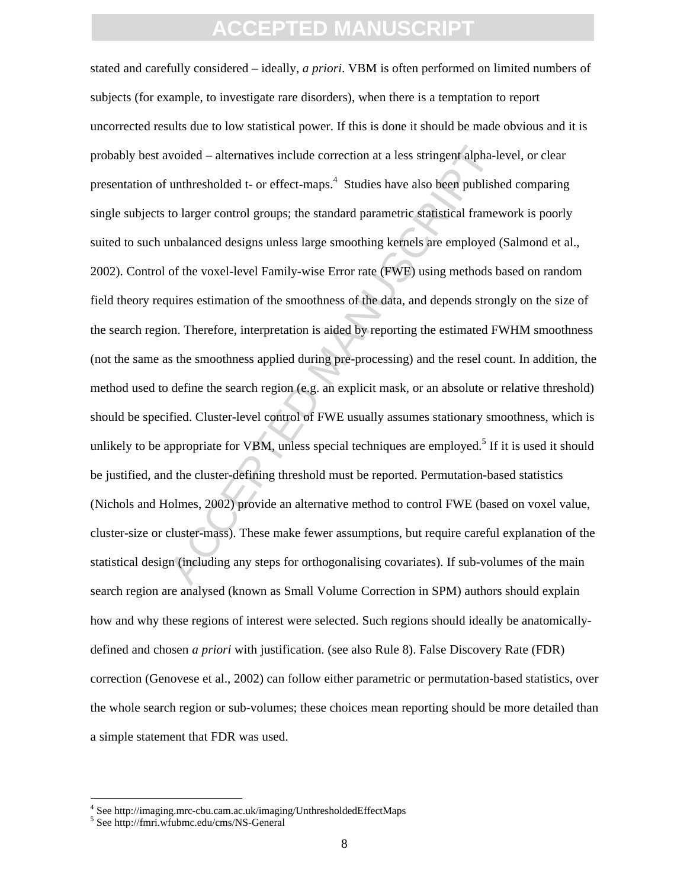stated and carefully considered – ideally, *a priori*. VBM is often performed on limited numbers of subjects (for example, to investigate rare disorders), when there is a temptation to report uncorrected results due to low statistical power. If this is done it should be made obvious and it is probably best avoided – alternatives include correction at a less stringent alpha-level, or clear presentation of unthresholded t- or effect-maps.[4] Studies have also been published comparing single subjects to larger control groups; the standard parametric statistical framework is poorly suited to such unbalanced designs unless large smoothing kernels are employed (Salmond et al., 2002). Control of the voxel-level Family-wise Error rate (FWE) using methods based on random field theory requires estimation of the smoothness of the data, and depends strongly on the size of the search region. Therefore, interpretation is aided by reporting the estimated FWHM smoothness (not the same as the smoothness applied during pre-processing) and the resel count. In addition, the method used to define the search region (e.g. an explicit mask, or an absolute or relative threshold) should be specified. Cluster-level control of FWE usually assumes stationary smoothness, which is unlikely to be appropriate for VBM, unless special techniques are employed.[5] If it is used it should be justified, and the cluster-defining threshold must be reported. Permutation-based statistics (Nichols and Holmes, 2002) provide an alternative method to control FWE (based on voxel value, cluster-size or cluster-mass). These make fewer assumptions, but require careful explanation of the statistical design (including any steps for orthogonalising covariates). If sub-volumes of the main search region are analysed (known as Small Volume Correction in SPM) authors should explain how and why these regions of interest were selected. Such regions should ideally be anatomically-defined and chosen *a priori* with justification. (see also Rule 8). False Discovery Rate (FDR) correction (Genovese et al., 2002) can follow either parametric or permutation-based statistics, over the whole search region or sub-volumes; these choices mean reporting should be more detailed than a simple statement that FDR was used.

[4] See http://imaging.mrc-cbu.cam.ac.uk/imaging/UnthresholdedEffectMaps

[5] See http://fmri.wfubmc.edu/cms/NS-General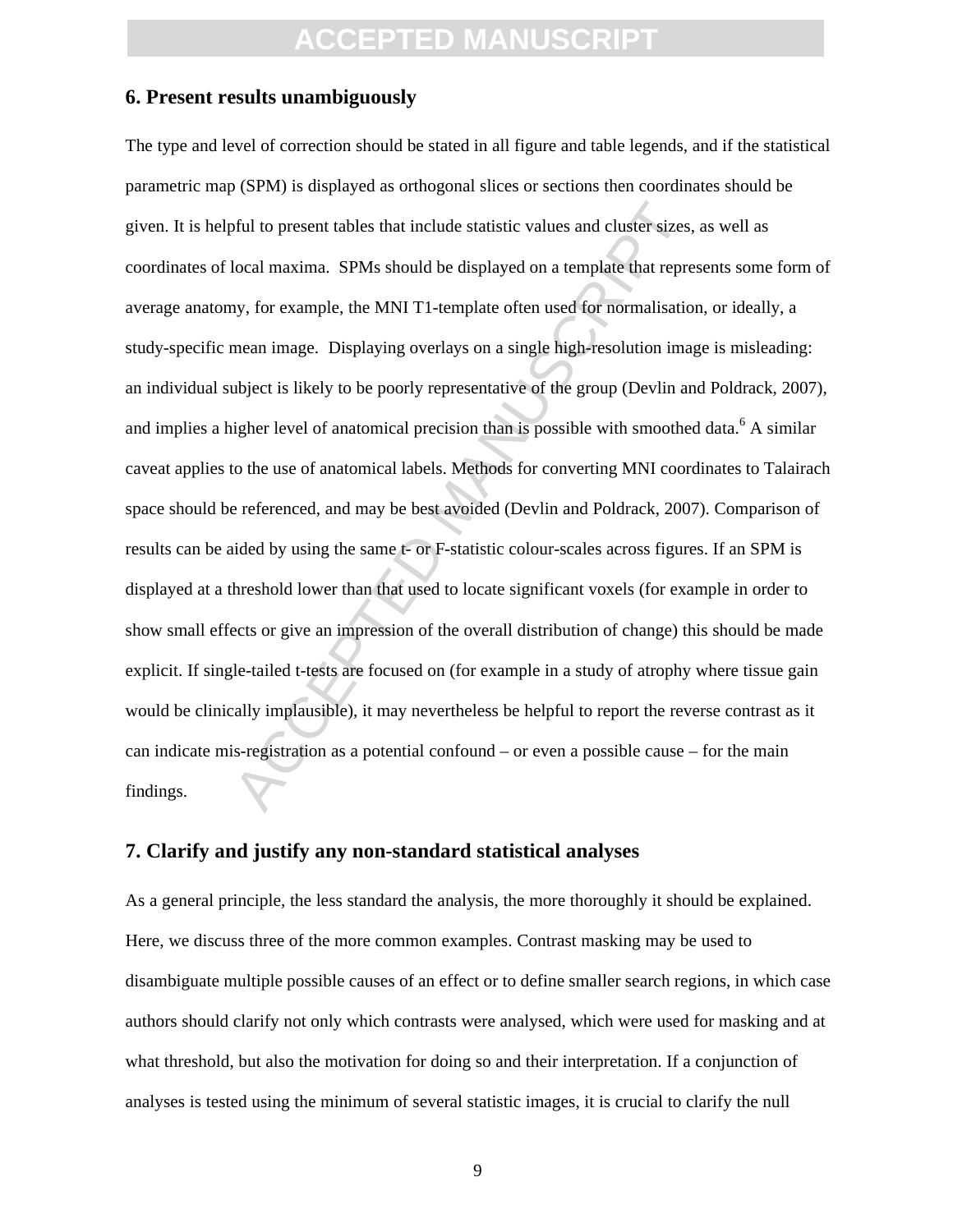## 6. Present results unambiguously

The type and level of correction should be stated in all figure and table legends, and if the statistical parametric map (SPM) is displayed as orthogonal slices or sections then coordinates should be given. It is helpful to present tables that include statistic values and cluster sizes, as well as coordinates of local maxima. SPMs should be displayed on a template that represents some form of average anatomy, for example, the MNI T1-template often used for normalisation, or ideally, a study-specific mean image. Displaying overlays on a single high-resolution image is misleading: an individual subject is likely to be poorly representative of the group (Devlin and Poldrack, 2007), and implies a higher level of anatomical precision than is possible with smoothed data.[6] A similar caveat applies to the use of anatomical labels. Methods for converting MNI coordinates to Talairach space should be referenced, and may be best avoided (Devlin and Poldrack, 2007). Comparison of results can be aided by using the same t- or F-statistic colour-scales across figures. If an SPM is displayed at a threshold lower than that used to locate significant voxels (for example in order to show small effects or give an impression of the overall distribution of change) this should be made explicit. If single-tailed t-tests are focused on (for example in a study of atrophy where tissue gain would be clinically implausible), it may nevertheless be helpful to report the reverse contrast as it can indicate mis-registration as a potential confound – or even a possible cause – for the main findings.

## 7. Clarify and justify any non-standard statistical analyses

As a general principle, the less standard the analysis, the more thoroughly it should be explained. Here, we discuss three of the more common examples. Contrast masking may be used to disambiguate multiple possible causes of an effect or to define smaller search regions, in which case authors should clarify not only which contrasts were analysed, which were used for masking and at what threshold, but also the motivation for doing so and their interpretation. If a conjunction of analyses is tested using the minimum of several statistic images, it is crucial to clarify the null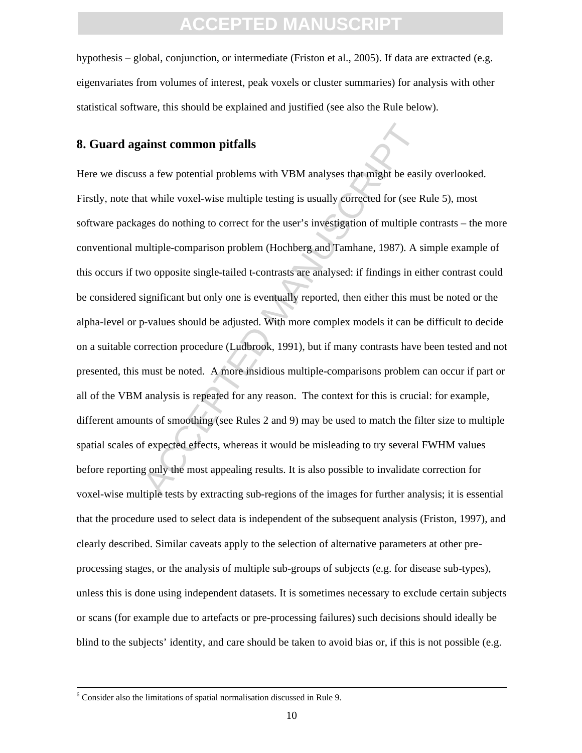hypothesis – global, conjunction, or intermediate (Friston et al., 2005). If data are extracted (e.g. eigenvariates from volumes of interest, peak voxels or cluster summaries) for analysis with other statistical software, this should be explained and justified (see also the Rule below).

## 8. Guard against common pitfalls

Here we discuss a few potential problems with VBM analyses that might be easily overlooked. Firstly, note that while voxel-wise multiple testing is usually corrected for (see Rule 5), most software packages do nothing to correct for the user's investigation of multiple contrasts – the more conventional multiple-comparison problem (Hochberg and Tamhane, 1987). A simple example of this occurs if two opposite single-tailed t-contrasts are analysed: if findings in either contrast could be considered significant but only one is eventually reported, then either this must be noted or the alpha-level or p-values should be adjusted. With more complex models it can be difficult to decide on a suitable correction procedure (Ludbrook, 1991), but if many contrasts have been tested and not presented, this must be noted. A more insidious multiple-comparisons problem can occur if part or all of the VBM analysis is repeated for any reason. The context for this is crucial: for example, different amounts of smoothing (see Rules 2 and 9) may be used to match the filter size to multiple spatial scales of expected effects, whereas it would be misleading to try several FWHM values before reporting only the most appealing results. It is also possible to invalidate correction for voxel-wise multiple tests by extracting sub-regions of the images for further analysis; it is essential that the procedure used to select data is independent of the subsequent analysis (Friston, 1997), and clearly described. Similar caveats apply to the selection of alternative parameters at other pre-processing stages, or the analysis of multiple sub-groups of subjects (e.g. for disease sub-types), unless this is done using independent datasets. It is sometimes necessary to exclude certain subjects or scans (for example due to artefacts or pre-processing failures) such decisions should ideally be blind to the subjects' identity, and care should be taken to avoid bias or, if this is not possible (e.g.

---

[6] Consider also the limitations of spatial normalisation discussed in Rule 9.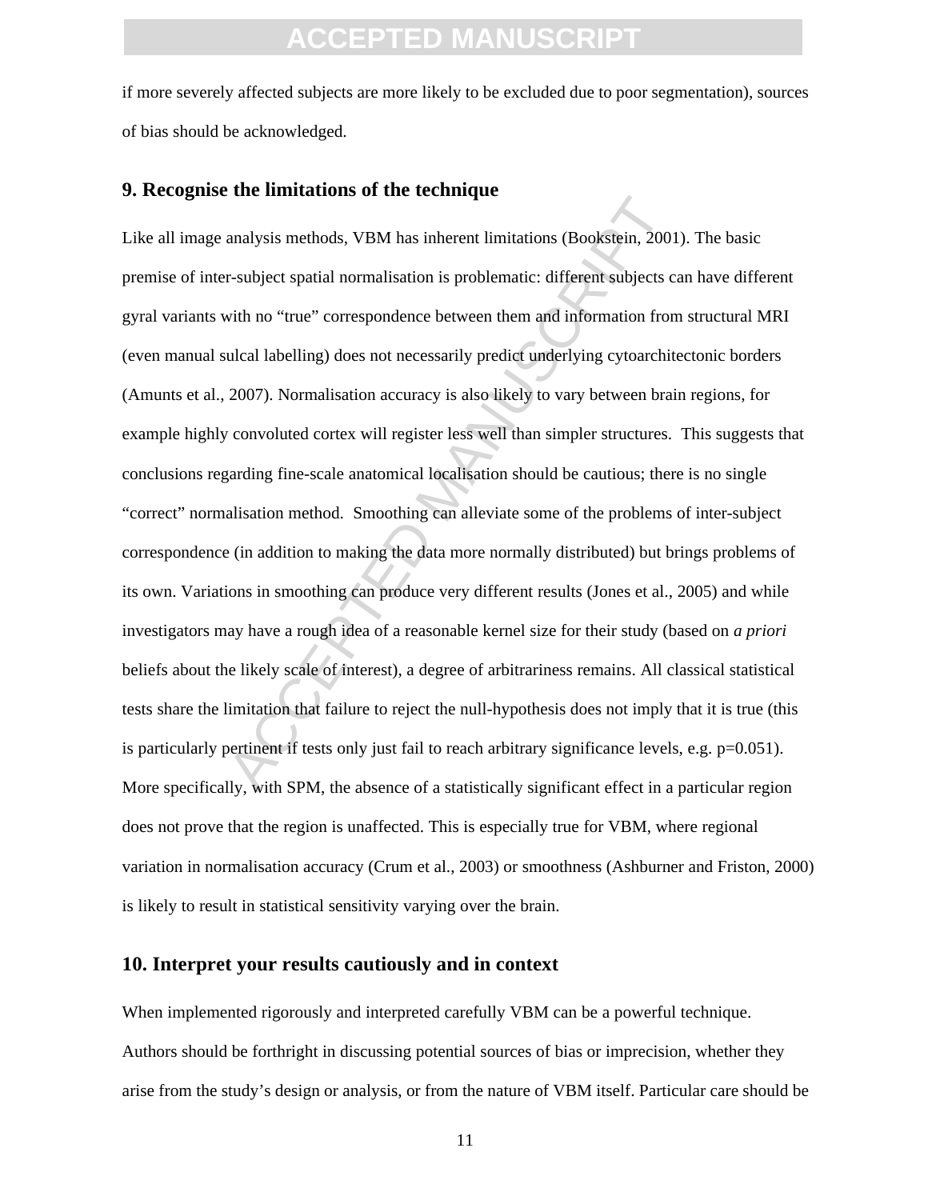if more severely affected subjects are more likely to be excluded due to poor segmentation), sources of bias should be acknowledged.

## 9. Recognise the limitations of the technique

Like all image analysis methods, VBM has inherent limitations (Bookstein, 2001). The basic premise of inter-subject spatial normalisation is problematic: different subjects can have different gyral variants with no "true" correspondence between them and information from structural MRI (even manual sulcal labelling) does not necessarily predict underlying cytoarchitectonic borders (Amunts et al., 2007). Normalisation accuracy is also likely to vary between brain regions, for example highly convoluted cortex will register less well than simpler structures. This suggests that conclusions regarding fine-scale anatomical localisation should be cautious; there is no single "correct" normalisation method. Smoothing can alleviate some of the problems of inter-subject correspondence (in addition to making the data more normally distributed) but brings problems of its own. Variations in smoothing can produce very different results (Jones et al., 2005) and while investigators may have a rough idea of a reasonable kernel size for their study (based on *a priori* beliefs about the likely scale of interest), a degree of arbitrariness remains. All classical statistical tests share the limitation that failure to reject the null-hypothesis does not imply that it is true (this is particularly pertinent if tests only just fail to reach arbitrary significance levels, e.g. p=0.051). More specifically, with SPM, the absence of a statistically significant effect in a particular region does not prove that the region is unaffected. This is especially true for VBM, where regional variation in normalisation accuracy (Crum et al., 2003) or smoothness (Ashburner and Friston, 2000) is likely to result in statistical sensitivity varying over the brain.

## 10. Interpret your results cautiously and in context

When implemented rigorously and interpreted carefully VBM can be a powerful technique. Authors should be forthright in discussing potential sources of bias or imprecision, whether they arise from the study's design or analysis, or from the nature of VBM itself. Particular care should be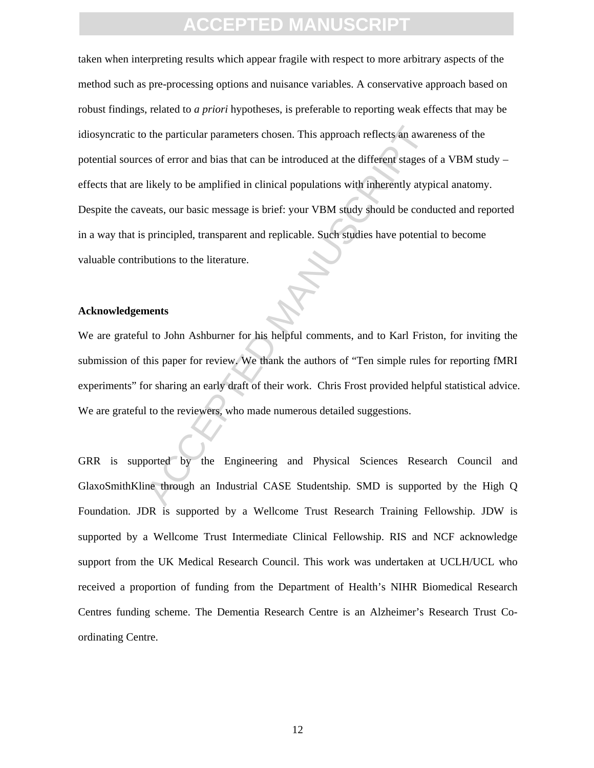taken when interpreting results which appear fragile with respect to more arbitrary aspects of the method such as pre-processing options and nuisance variables. A conservative approach based on robust findings, related to *a priori* hypotheses, is preferable to reporting weak effects that may be idiosyncratic to the particular parameters chosen. This approach reflects an awareness of the potential sources of error and bias that can be introduced at the different stages of a VBM study – effects that are likely to be amplified in clinical populations with inherently atypical anatomy. Despite the caveats, our basic message is brief: your VBM study should be conducted and reported in a way that is principled, transparent and replicable. Such studies have potential to become valuable contributions to the literature.

**Acknowledgements**

We are grateful to John Ashburner for his helpful comments, and to Karl Friston, for inviting the submission of this paper for review. We thank the authors of "Ten simple rules for reporting fMRI experiments" for sharing an early draft of their work. Chris Frost provided helpful statistical advice. We are grateful to the reviewers, who made numerous detailed suggestions.

GRR is supported by the Engineering and Physical Sciences Research Council and GlaxoSmithKline through an Industrial CASE Studentship. SMD is supported by the High Q Foundation. JDR is supported by a Wellcome Trust Research Training Fellowship. JDW is supported by a Wellcome Trust Intermediate Clinical Fellowship. RIS and NCF acknowledge support from the UK Medical Research Council. This work was undertaken at UCLH/UCL who received a proportion of funding from the Department of Health's NIHR Biomedical Research Centres funding scheme. The Dementia Research Centre is an Alzheimer's Research Trust Co-ordinating Centre.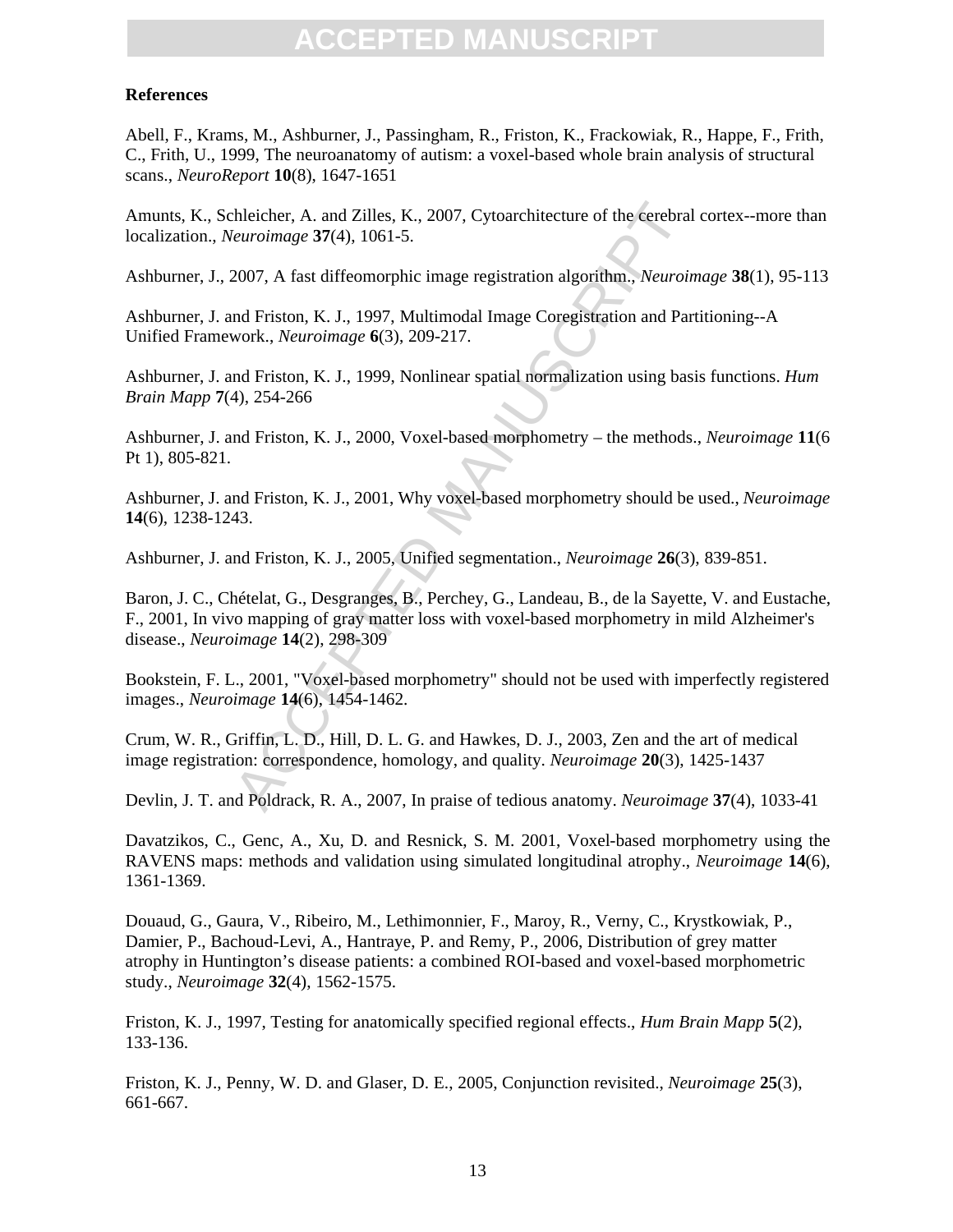## References

Abell, F., Krams, M., Ashburner, J., Passingham, R., Friston, K., Frackowiak, R., Happe, F., Frith, C., Frith, U., 1999, The neuroanatomy of autism: a voxel-based whole brain analysis of structural scans., *NeuroReport* **10**(8), 1647-1651

Amunts, K., Schleicher, A. and Zilles, K., 2007, Cytoarchitecture of the cerebral cortex--more than localization., *Neuroimage* **37**(4), 1061-5.

Ashburner, J., 2007, A fast diffeomorphic image registration algorithm., *Neuroimage* **38**(1), 95-113

Ashburner, J. and Friston, K. J., 1997, Multimodal Image Coregistration and Partitioning--A Unified Framework., *Neuroimage* **6**(3), 209-217.

Ashburner, J. and Friston, K. J., 1999, Nonlinear spatial normalization using basis functions. *Hum Brain Mapp* **7**(4), 254-266

Ashburner, J. and Friston, K. J., 2000, Voxel-based morphometry – the methods., *Neuroimage* **11**(6 Pt 1), 805-821.

Ashburner, J. and Friston, K. J., 2001, Why voxel-based morphometry should be used., *Neuroimage* **14**(6), 1238-1243.

Ashburner, J. and Friston, K. J., 2005, Unified segmentation., *Neuroimage* **26**(3), 839-851.

Baron, J. C., Chételat, G., Desgranges, B., Perchey, G., Landeau, B., de la Sayette, V. and Eustache, F., 2001, In vivo mapping of gray matter loss with voxel-based morphometry in mild Alzheimer's disease., *Neuroimage* **14**(2), 298-309

Bookstein, F. L., 2001, "Voxel-based morphometry" should not be used with imperfectly registered images., *Neuroimage* **14**(6), 1454-1462.

Crum, W. R., Griffin, L. D., Hill, D. L. G. and Hawkes, D. J., 2003, Zen and the art of medical image registration: correspondence, homology, and quality. *Neuroimage* **20**(3), 1425-1437

Devlin, J. T. and Poldrack, R. A., 2007, In praise of tedious anatomy. *Neuroimage* **37**(4), 1033-41

Davatzikos, C., Genc, A., Xu, D. and Resnick, S. M. 2001, Voxel-based morphometry using the RAVENS maps: methods and validation using simulated longitudinal atrophy., *Neuroimage* **14**(6), 1361-1369.

Douaud, G., Gaura, V., Ribeiro, M., Lethimonnier, F., Maroy, R., Verny, C., Krystkowiak, P., Damier, P., Bachoud-Levi, A., Hantraye, P. and Remy, P., 2006, Distribution of grey matter atrophy in Huntington's disease patients: a combined ROI-based and voxel-based morphometric study., *Neuroimage* **32**(4), 1562-1575.

Friston, K. J., 1997, Testing for anatomically specified regional effects., *Hum Brain Mapp* **5**(2), 133-136.

Friston, K. J., Penny, W. D. and Glaser, D. E., 2005, Conjunction revisited., *Neuroimage* **25**(3), 661-667.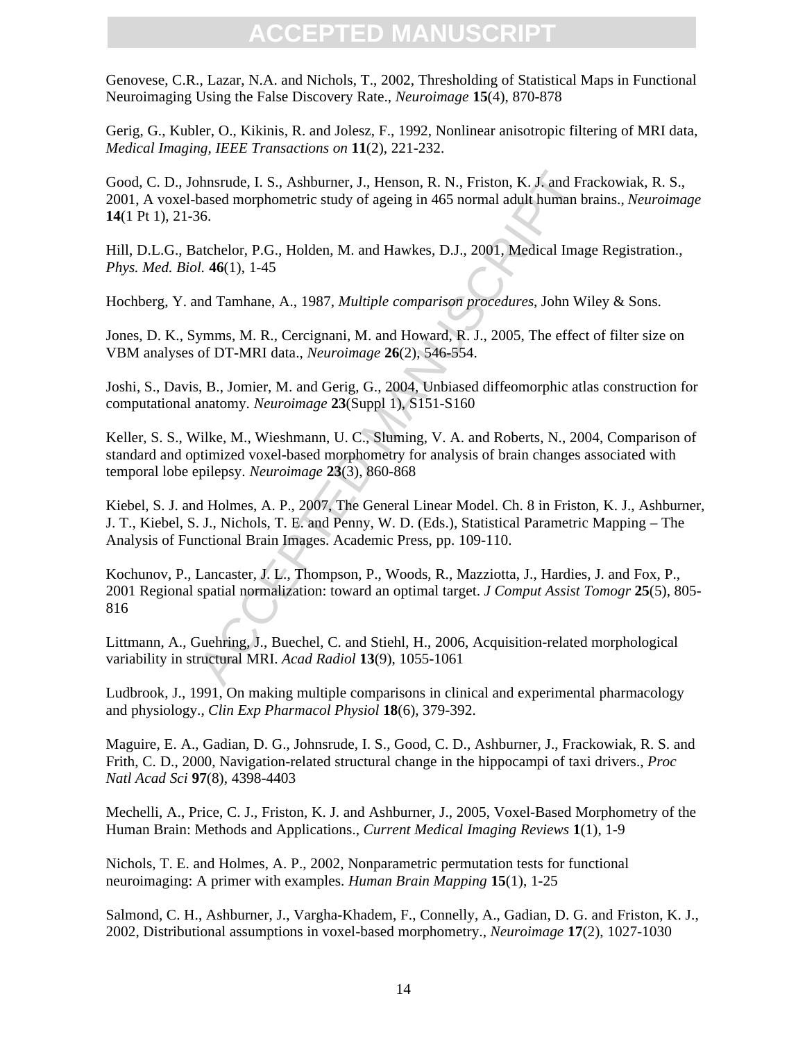Genovese, C.R., Lazar, N.A. and Nichols, T., 2002, Thresholding of Statistical Maps in Functional Neuroimaging Using the False Discovery Rate., *Neuroimage* **15**(4), 870-878

Gerig, G., Kubler, O., Kikinis, R. and Jolesz, F., 1992, Nonlinear anisotropic filtering of MRI data, *Medical Imaging, IEEE Transactions on* **11**(2), 221-232.

Good, C. D., Johnsrude, I. S., Ashburner, J., Henson, R. N., Friston, K. J. and Frackowiak, R. S., 2001, A voxel-based morphometric study of ageing in 465 normal adult human brains., *Neuroimage* **14**(1 Pt 1), 21-36.

Hill, D.L.G., Batchelor, P.G., Holden, M. and Hawkes, D.J., 2001, Medical Image Registration., *Phys. Med. Biol.* **46**(1), 1-45

Hochberg, Y. and Tamhane, A., 1987, *Multiple comparison procedures*, John Wiley & Sons.

Jones, D. K., Symms, M. R., Cercignani, M. and Howard, R. J., 2005, The effect of filter size on VBM analyses of DT-MRI data., *Neuroimage* **26**(2), 546-554.

Joshi, S., Davis, B., Jomier, M. and Gerig, G., 2004, Unbiased diffeomorphic atlas construction for computational anatomy. *Neuroimage* **23**(Suppl 1), S151-S160

Keller, S. S., Wilke, M., Wieshmann, U. C., Sluming, V. A. and Roberts, N., 2004, Comparison of standard and optimized voxel-based morphometry for analysis of brain changes associated with temporal lobe epilepsy. *Neuroimage* **23**(3), 860-868

Kiebel, S. J. and Holmes, A. P., 2007, The General Linear Model. Ch. 8 in Friston, K. J., Ashburner, J. T., Kiebel, S. J., Nichols, T. E. and Penny, W. D. (Eds.), Statistical Parametric Mapping – The Analysis of Functional Brain Images. Academic Press, pp. 109-110.

Kochunov, P., Lancaster, J. L., Thompson, P., Woods, R., Mazziotta, J., Hardies, J. and Fox, P., 2001 Regional spatial normalization: toward an optimal target. *J Comput Assist Tomogr* **25**(5), 805-816

Littmann, A., Guehring, J., Buechel, C. and Stiehl, H., 2006, Acquisition-related morphological variability in structural MRI. *Acad Radiol* **13**(9), 1055-1061

Ludbrook, J., 1991, On making multiple comparisons in clinical and experimental pharmacology and physiology., *Clin Exp Pharmacol Physiol* **18**(6), 379-392.

Maguire, E. A., Gadian, D. G., Johnsrude, I. S., Good, C. D., Ashburner, J., Frackowiak, R. S. and Frith, C. D., 2000, Navigation-related structural change in the hippocampi of taxi drivers., *Proc Natl Acad Sci* **97**(8), 4398-4403

Mechelli, A., Price, C. J., Friston, K. J. and Ashburner, J., 2005, Voxel-Based Morphometry of the Human Brain: Methods and Applications., *Current Medical Imaging Reviews* **1**(1), 1-9

Nichols, T. E. and Holmes, A. P., 2002, Nonparametric permutation tests for functional neuroimaging: A primer with examples. *Human Brain Mapping* **15**(1), 1-25

Salmond, C. H., Ashburner, J., Vargha-Khadem, F., Connelly, A., Gadian, D. G. and Friston, K. J., 2002, Distributional assumptions in voxel-based morphometry., *Neuroimage* **17**(2), 1027-1030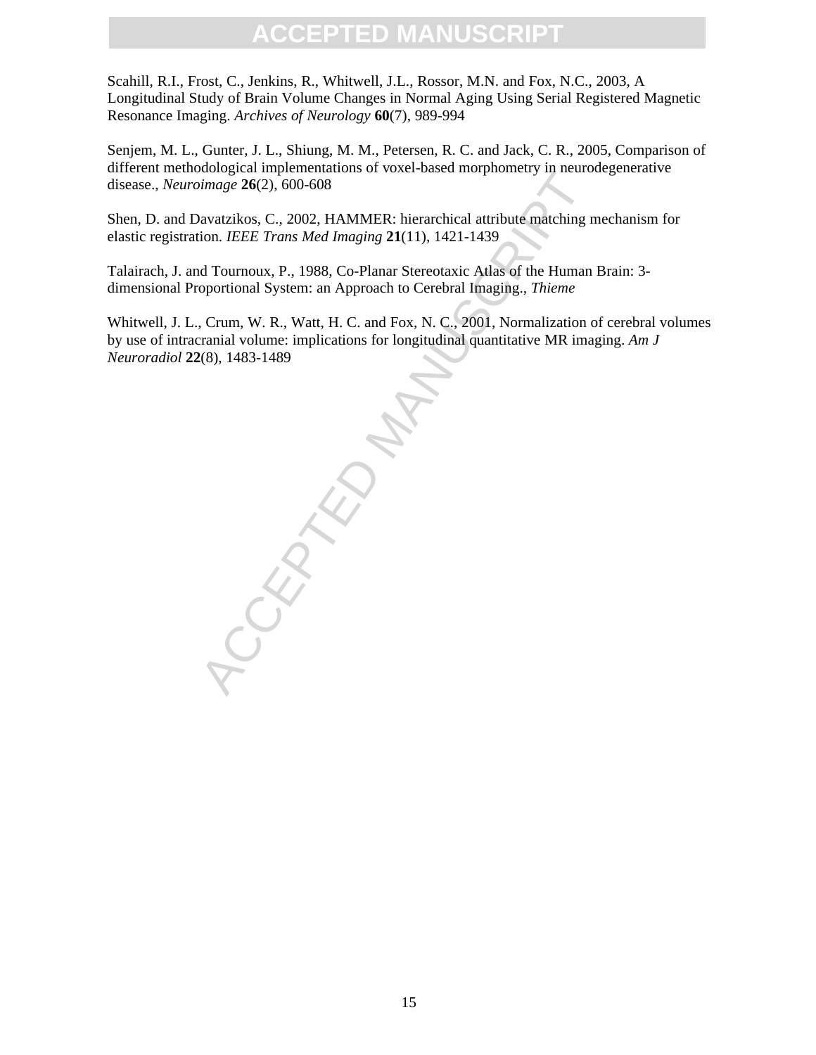Scahill, R.I., Frost, C., Jenkins, R., Whitwell, J.L., Rossor, M.N. and Fox, N.C., 2003, A Longitudinal Study of Brain Volume Changes in Normal Aging Using Serial Registered Magnetic Resonance Imaging. *Archives of Neurology* **60**(7), 989-994

Senjem, M. L., Gunter, J. L., Shiung, M. M., Petersen, R. C. and Jack, C. R., 2005, Comparison of different methodological implementations of voxel-based morphometry in neurodegenerative disease., *Neuroimage* **26**(2), 600-608

Shen, D. and Davatzikos, C., 2002, HAMMER: hierarchical attribute matching mechanism for elastic registration. *IEEE Trans Med Imaging* **21**(11), 1421-1439

Talairach, J. and Tournoux, P., 1988, Co-Planar Stereotaxic Atlas of the Human Brain: 3-dimensional Proportional System: an Approach to Cerebral Imaging., *Thieme*

Whitwell, J. L., Crum, W. R., Watt, H. C. and Fox, N. C., 2001, Normalization of cerebral volumes by use of intracranial volume: implications for longitudinal quantitative MR imaging. *Am J Neuroradiol* **22**(8), 1483-1489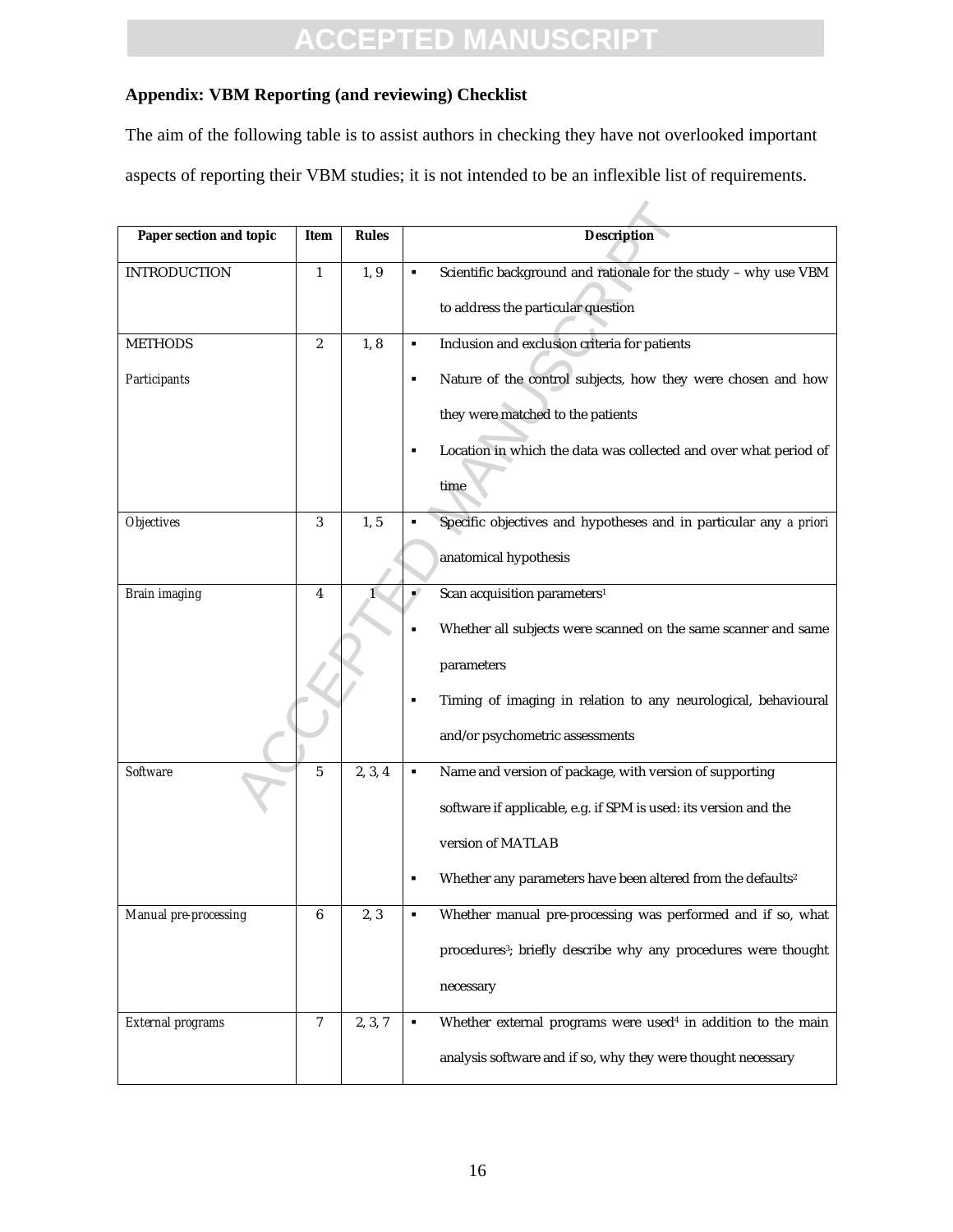**Appendix: VBM Reporting (and reviewing) Checklist**

The aim of the following table is to assist authors in checking they have not overlooked important aspects of reporting their VBM studies; it is not intended to be an inflexible list of requirements.

| Paper section and topic | Item | Rules | Description |
|---|---|---|---|
| INTRODUCTION | 1 | 1, 9 | ▪ Scientific background and rationale for the study – why use VBM to address the particular question |
| METHODS<br>*Participants* | 2 | 1, 8 | ▪ Inclusion and exclusion criteria for patients<br>▪ Nature of the control subjects, how they were chosen and how they were matched to the patients<br>▪ Location in which the data was collected and over what period of time |
| *Objectives* | 3 | 1, 5 | ▪ Specific objectives and hypotheses and in particular any *a priori* anatomical hypothesis |
| *Brain imaging* | 4 | 1 | ▪ Scan acquisition parameters[1]<br>▪ Whether all subjects were scanned on the same scanner and same parameters<br>▪ Timing of imaging in relation to any neurological, behavioural and/or psychometric assessments |
| *Software* | 5 | 2, 3, 4 | ▪ Name and version of package, with version of supporting software if applicable, e.g. if SPM is used: its version and the version of MATLAB<br>▪ Whether any parameters have been altered from the defaults[2] |
| *Manual pre-processing* | 6 | 2, 3 | ▪ Whether manual pre-processing was performed and if so, what procedures[3]; briefly describe why any procedures were thought necessary |
| *External programs* | 7 | 2, 3, 7 | ▪ Whether external programs were used[4] in addition to the main analysis software and if so, why they were thought necessary |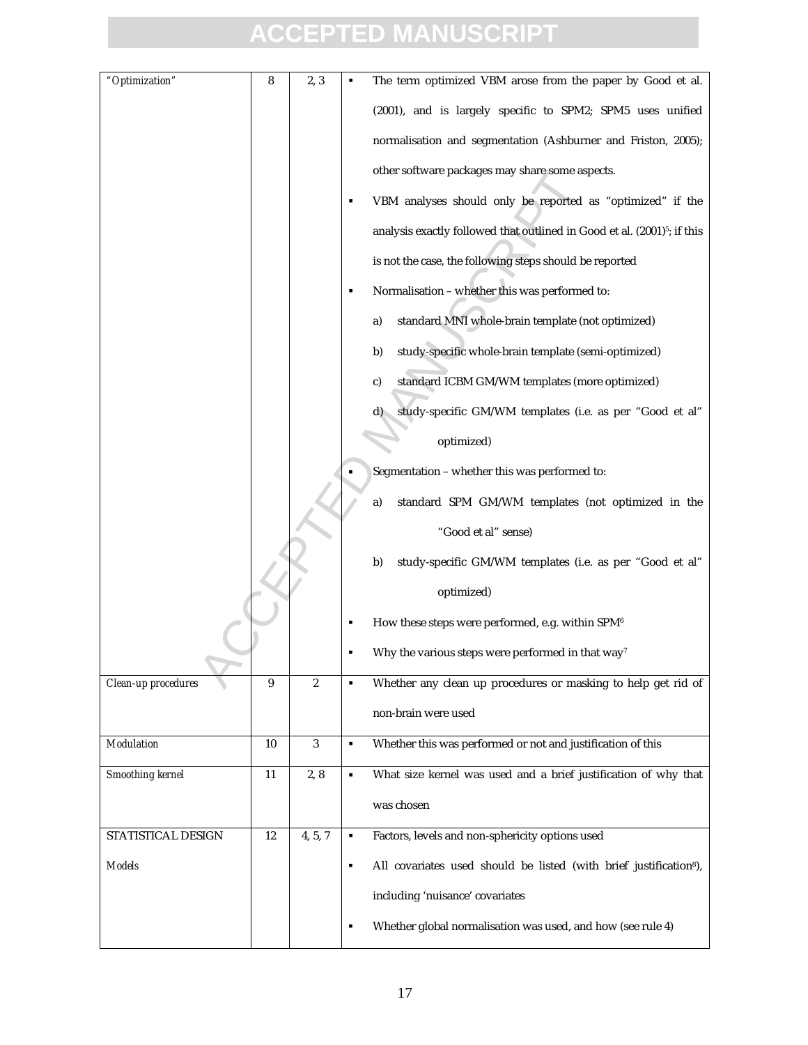| | | | |
|---|---|---|---|
| *"Optimization"* | 8 | 2, 3 | ▪ The term optimized VBM arose from the paper by Good et al. (2001), and is largely specific to SPM2; SPM5 uses unified normalisation and segmentation (Ashburner and Friston, 2005); other software packages may share some aspects.<br>▪ VBM analyses should only be reported as "optimized" if the analysis exactly followed that outlined in Good et al. (2001)[5]; if this is not the case, the following steps should be reported<br>▪ Normalisation – whether this was performed to:<br>a) standard MNI whole-brain template (not optimized)<br>b) study-specific whole-brain template (semi-optimized)<br>c) standard ICBM GM/WM templates (more optimized)<br>d) study-specific GM/WM templates (i.e. as per "Good et al" optimized)<br>▪ Segmentation – whether this was performed to:<br>a) standard SPM GM/WM templates (not optimized in the "Good et al" sense)<br>b) study-specific GM/WM templates (i.e. as per "Good et al" optimized)<br>▪ How these steps were performed, e.g. within SPM[6]<br>▪ Why the various steps were performed in that way[7] |
| *Clean-up procedures* | 9 | 2 | ▪ Whether any clean up procedures or masking to help get rid of non-brain were used |
| *Modulation* | 10 | 3 | ▪ Whether this was performed or not and justification of this |
| *Smoothing kernel* | 11 | 2, 8 | ▪ What size kernel was used and a brief justification of why that was chosen |
| STATISTICAL DESIGN<br>*Models* | 12 | 4, 5, 7 | ▪ Factors, levels and non-sphericity options used<br>▪ All covariates used should be listed (with brief justification[8]), including 'nuisance' covariates<br>▪ Whether global normalisation was used, and how (see rule 4) |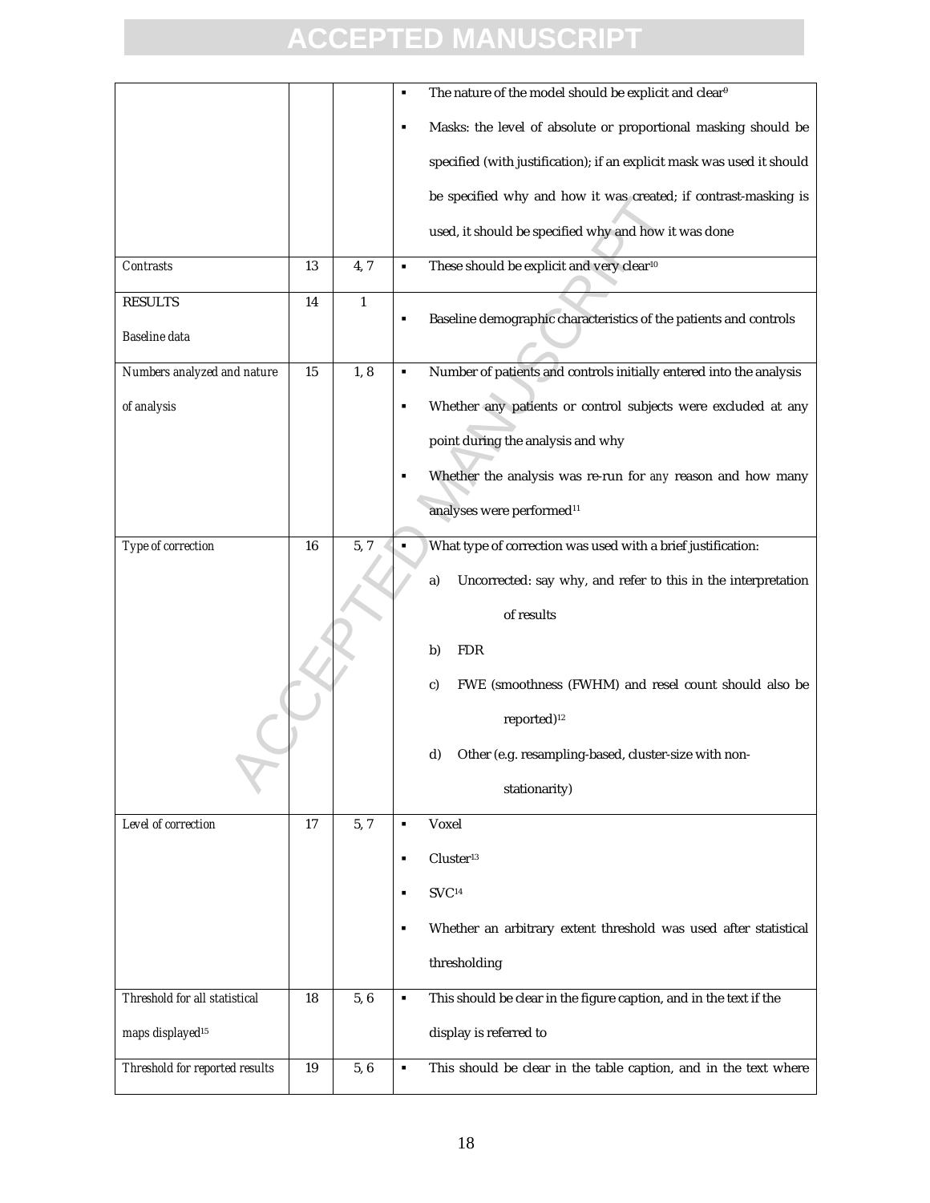| | | | |
|---|---|---|---|
| | | | ▪ The nature of the model should be explicit and clear[9] ▪ Masks: the level of absolute or proportional masking should be specified (with justification); if an explicit mask was used it should be specified why and how it was created; if contrast-masking is used, it should be specified why and how it was done |
| *Contrasts* | 13 | 4, 7 | ▪ These should be explicit and very clear[10] |
| RESULTS *Baseline data* | 14 | 1 | ▪ Baseline demographic characteristics of the patients and controls |
| *Numbers analyzed and nature of analysis* | 15 | 1, 8 | ▪ Number of patients and controls initially entered into the analysis ▪ Whether any patients or control subjects were excluded at any point during the analysis and why ▪ Whether the analysis was re-run for *any* reason and how many analyses were performed[11] |
| *Type of correction* | 16 | 5, 7 | ▪ What type of correction was used with a brief justification: a) Uncorrected: say why, and refer to this in the interpretation of results b) FDR c) FWE (smoothness (FWHM) and resel count should also be reported)[12] d) Other (e.g. resampling-based, cluster-size with non-stationarity) |
| *Level of correction* | 17 | 5, 7 | ▪ Voxel ▪ Cluster[13] ▪ SVC[14] ▪ Whether an arbitrary extent threshold was used after statistical thresholding |
| *Threshold for all statistical maps displayed*[15] | 18 | 5, 6 | ▪ This should be clear in the figure caption, and in the text if the display is referred to |
| *Threshold for reported results* | 19 | 5, 6 | ▪ This should be clear in the table caption, and in the text where |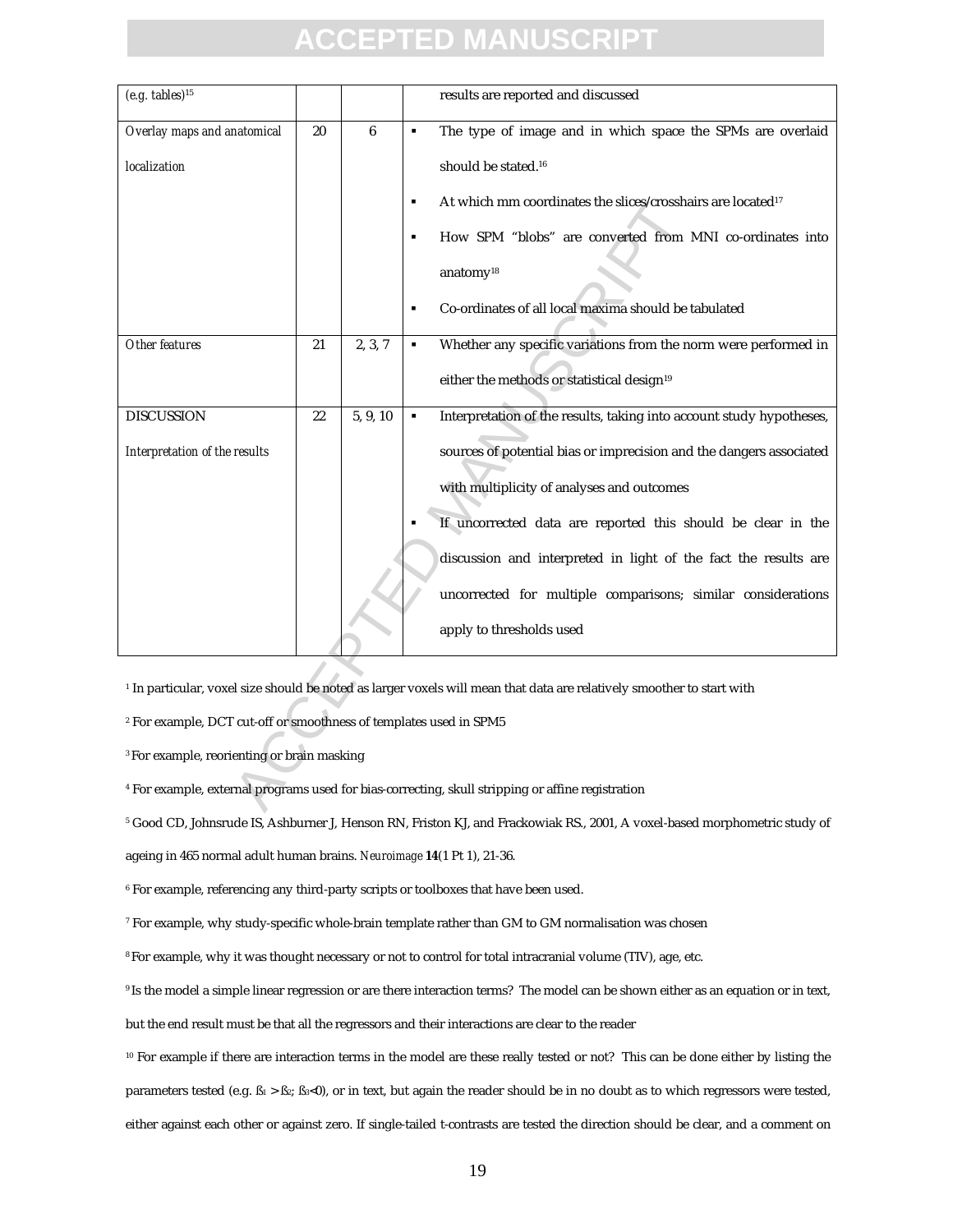| *(e.g. tables)*[15] | | | results are reported and discussed |
|---|---|---|---|
| *Overlay maps and anatomical localization* | 20 | 6 | ▪ The type of image and in which space the SPMs are overlaid should be stated.[16]<br>▪ At which mm coordinates the slices/crosshairs are located[17]<br>▪ How SPM "blobs" are converted from MNI co-ordinates into anatomy[18]<br>▪ Co-ordinates of all local maxima should be tabulated |
| *Other features* | 21 | 2, 3, 7 | ▪ Whether any specific variations from the norm were performed in either the methods or statistical design[19] |
| DISCUSSION<br>*Interpretation of the results* | 22 | 5, 9, 10 | ▪ Interpretation of the results, taking into account study hypotheses, sources of potential bias or imprecision and the dangers associated with multiplicity of analyses and outcomes<br>▪ If uncorrected data are reported this should be clear in the discussion and interpreted in light of the fact the results are uncorrected for multiple comparisons; similar considerations apply to thresholds used |

[1] In particular, voxel size should be noted as larger voxels will mean that data are relatively smoother to start with

[2] For example, DCT cut-off or smoothness of templates used in SPM5

[3] For example, reorienting or brain masking

[4] For example, external programs used for bias-correcting, skull stripping or affine registration

[5] Good CD, Johnsrude IS, Ashburner J, Henson RN, Friston KJ, and Frackowiak RS., 2001, A voxel-based morphometric study of ageing in 465 normal adult human brains. *Neuroimage* **14**(1 Pt 1), 21-36.

[6] For example, referencing any third-party scripts or toolboxes that have been used.

[7] For example, why study-specific whole-brain template rather than GM to GM normalisation was chosen

[8] For example, why it was thought necessary or not to control for total intracranial volume (TIV), age, etc.

[9] Is the model a simple linear regression or are there interaction terms? The model can be shown either as an equation or in text, but the end result must be that all the regressors and their interactions are clear to the reader

[10] For example if there are interaction terms in the model are these really tested or not? This can be done either by listing the parameters tested (e.g. $\beta_1 > \beta_2$; $\beta_3 < 0$), or in text, but again the reader should be in no doubt as to which regressors were tested, either against each other or against zero. If single-tailed t-contrasts are tested the direction should be clear, and a comment on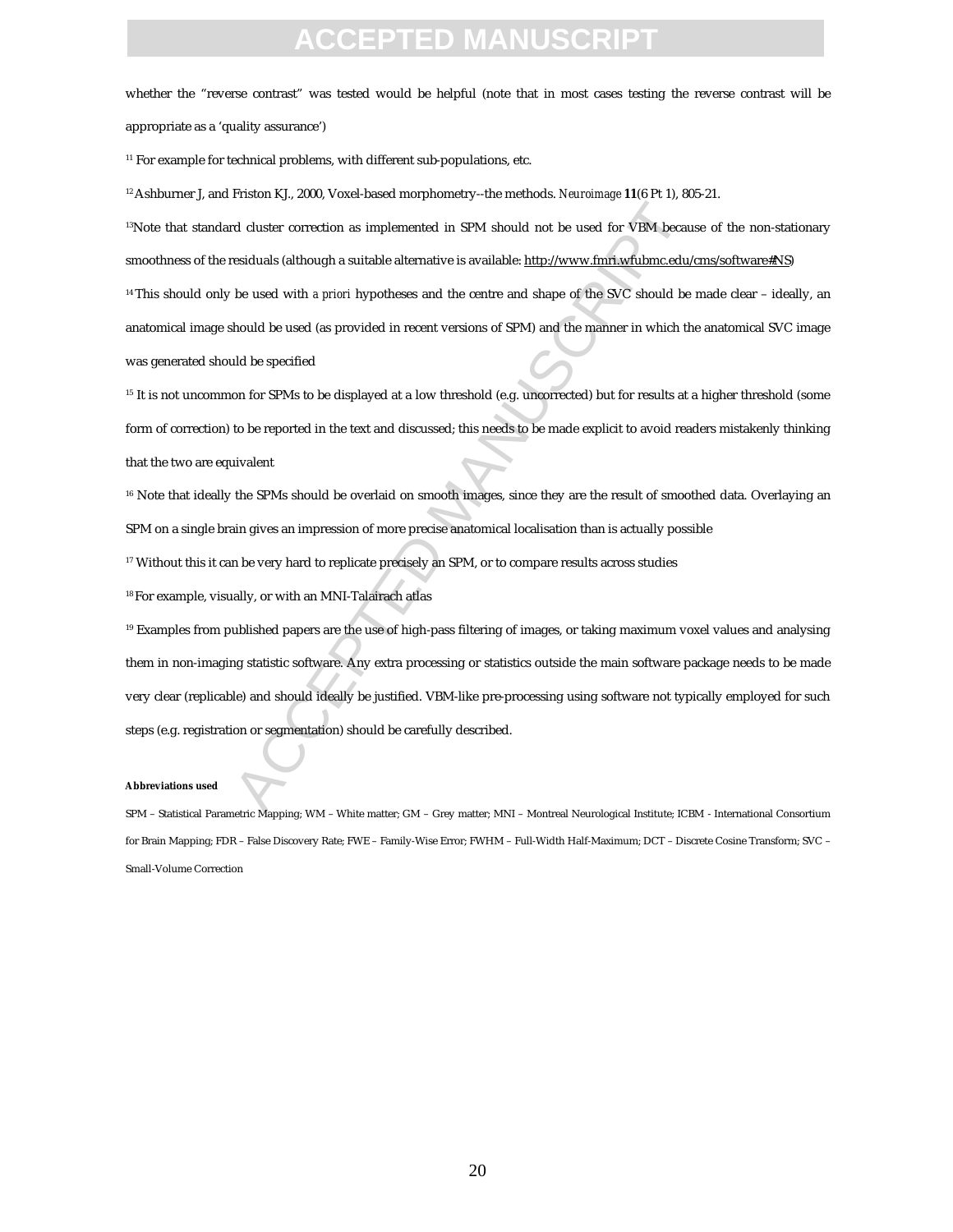whether the "reverse contrast" was tested would be helpful (note that in most cases testing the reverse contrast will be appropriate as a 'quality assurance')

[11] For example for technical problems, with different sub-populations, etc.

[12] Ashburner J, and Friston KJ., 2000, Voxel-based morphometry--the methods. *Neuroimage* **11**(6 Pt 1), 805-21.

[13]Note that standard cluster correction as implemented in SPM should not be used for VBM because of the non-stationary smoothness of the residuals (although a suitable alternative is available: http://www.fmri.wfubmc.edu/cms/software#NS)

[14] This should only be used with *a priori* hypotheses and the centre and shape of the SVC should be made clear – ideally, an anatomical image should be used (as provided in recent versions of SPM) and the manner in which the anatomical SVC image was generated should be specified

[15] It is not uncommon for SPMs to be displayed at a low threshold (e.g. uncorrected) but for results at a higher threshold (some form of correction) to be reported in the text and discussed; this needs to be made explicit to avoid readers mistakenly thinking that the two are equivalent

[16] Note that ideally the SPMs should be overlaid on smooth images, since they are the result of smoothed data. Overlaying an SPM on a single brain gives an impression of more precise anatomical localisation than is actually possible

[17] Without this it can be very hard to replicate precisely an SPM, or to compare results across studies

[18] For example, visually, or with an MNI-Talairach atlas

[19] Examples from published papers are the use of high-pass filtering of images, or taking maximum voxel values and analysing them in non-imaging statistic software. Any extra processing or statistics outside the main software package needs to be made very clear (replicable) and should ideally be justified. VBM-like pre-processing using software not typically employed for such steps (e.g. registration or segmentation) should be carefully described.

**Abbreviations used**

SPM – Statistical Parametric Mapping; WM – White matter; GM – Grey matter; MNI – Montreal Neurological Institute; ICBM - International Consortium for Brain Mapping; FDR – False Discovery Rate; FWE – Family-Wise Error; FWHM – Full-Width Half-Maximum; DCT – Discrete Cosine Transform; SVC – Small-Volume Correction